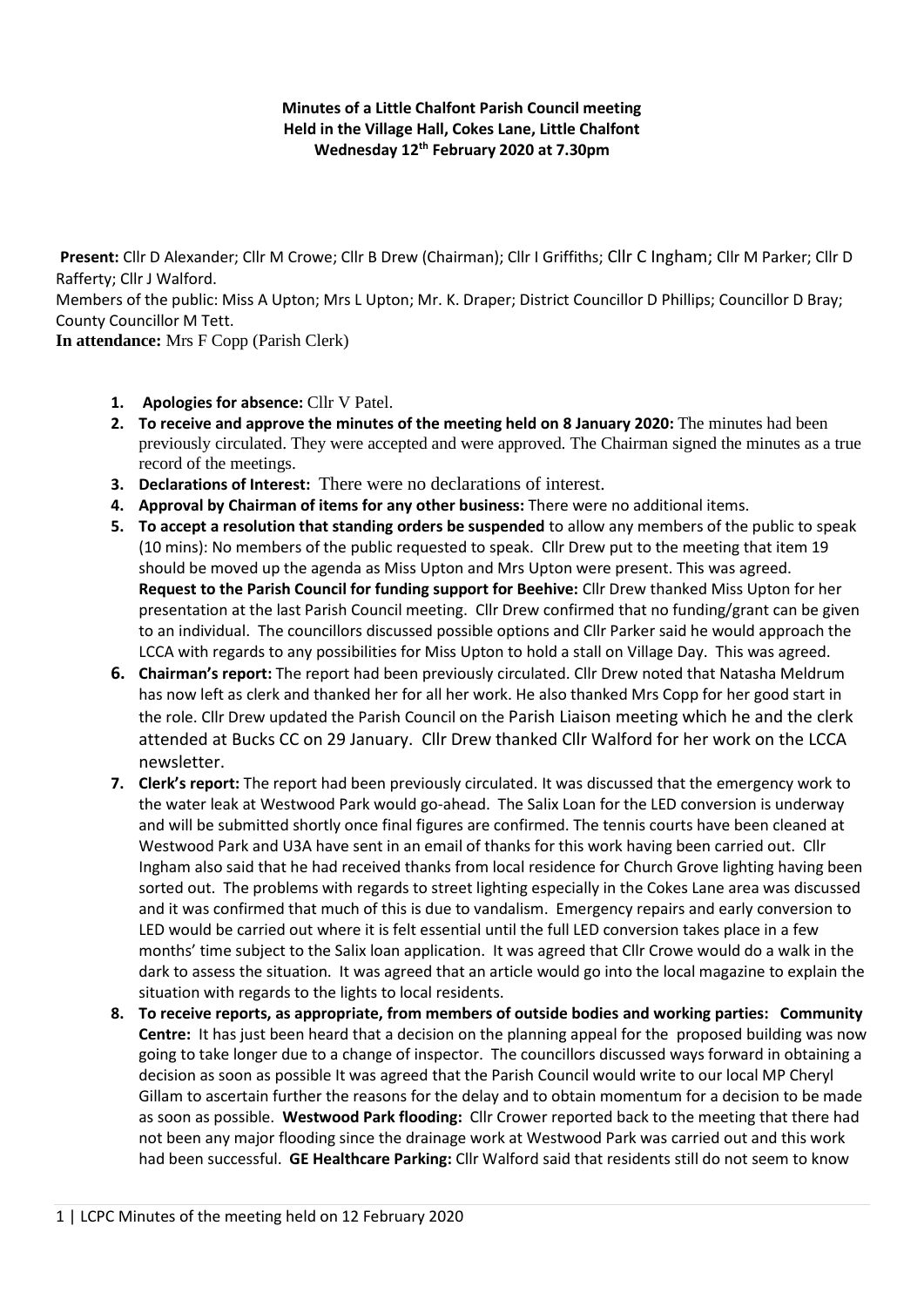**Minutes of a Little Chalfont Parish Council meeting**
**Held in the Village Hall, Cokes Lane, Little Chalfont**
**Wednesday 12th February 2020 at 7.30pm**

**Present:** Cllr D Alexander; Cllr M Crowe; Cllr B Drew (Chairman); Cllr I Griffiths; Cllr C Ingham; Cllr M Parker; Cllr D Rafferty; Cllr J Walford.
Members of the public: Miss A Upton; Mrs L Upton; Mr. K. Draper; District Councillor D Phillips; Councillor D Bray; County Councillor M Tett.
**In attendance:** Mrs F Copp (Parish Clerk)

1. **Apologies for absence:** Cllr V Patel.
2. **To receive and approve the minutes of the meeting held on 8 January 2020:** The minutes had been previously circulated. They were accepted and were approved. The Chairman signed the minutes as a true record of the meetings.
3. **Declarations of Interest:** There were no declarations of interest.
4. **Approval by Chairman of items for any other business:** There were no additional items.
5. **To accept a resolution that standing orders be suspended** to allow any members of the public to speak (10 mins): No members of the public requested to speak. Cllr Drew put to the meeting that item 19 should be moved up the agenda as Miss Upton and Mrs Upton were present. This was agreed. **Request to the Parish Council for funding support for Beehive:** Cllr Drew thanked Miss Upton for her presentation at the last Parish Council meeting. Cllr Drew confirmed that no funding/grant can be given to an individual. The councillors discussed possible options and Cllr Parker said he would approach the LCCA with regards to any possibilities for Miss Upton to hold a stall on Village Day. This was agreed.
6. **Chairman's report:** The report had been previously circulated. Cllr Drew noted that Natasha Meldrum has now left as clerk and thanked her for all her work. He also thanked Mrs Copp for her good start in the role. Cllr Drew updated the Parish Council on the Parish Liaison meeting which he and the clerk attended at Bucks CC on 29 January. Cllr Drew thanked Cllr Walford for her work on the LCCA newsletter.
7. **Clerk's report:** The report had been previously circulated. It was discussed that the emergency work to the water leak at Westwood Park would go-ahead. The Salix Loan for the LED conversion is underway and will be submitted shortly once final figures are confirmed. The tennis courts have been cleaned at Westwood Park and U3A have sent in an email of thanks for this work having been carried out. Cllr Ingham also said that he had received thanks from local residence for Church Grove lighting having been sorted out. The problems with regards to street lighting especially in the Cokes Lane area was discussed and it was confirmed that much of this is due to vandalism. Emergency repairs and early conversion to LED would be carried out where it is felt essential until the full LED conversion takes place in a few months' time subject to the Salix loan application. It was agreed that Cllr Crowe would do a walk in the dark to assess the situation. It was agreed that an article would go into the local magazine to explain the situation with regards to the lights to local residents.
8. **To receive reports, as appropriate, from members of outside bodies and working parties: Community Centre:** It has just been heard that a decision on the planning appeal for the proposed building was now going to take longer due to a change of inspector. The councillors discussed ways forward in obtaining a decision as soon as possible It was agreed that the Parish Council would write to our local MP Cheryl Gillam to ascertain further the reasons for the delay and to obtain momentum for a decision to be made as soon as possible. **Westwood Park flooding:** Cllr Crower reported back to the meeting that there had not been any major flooding since the drainage work at Westwood Park was carried out and this work had been successful. **GE Healthcare Parking:** Cllr Walford said that residents still do not seem to know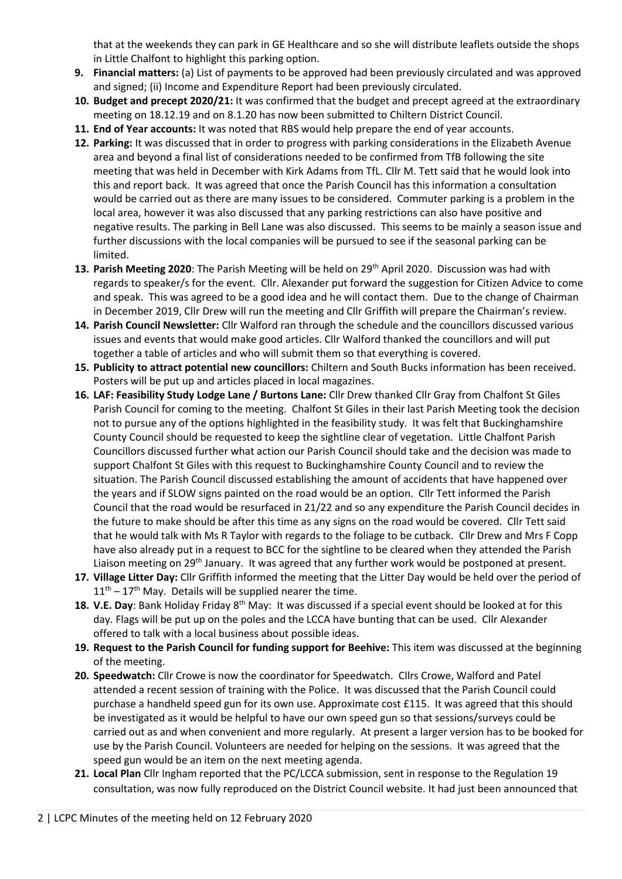that at the weekends they can park in GE Healthcare and so she will distribute leaflets outside the shops in Little Chalfont to highlight this parking option.

9. **Financial matters:** (a) List of payments to be approved had been previously circulated and was approved and signed; (ii) Income and Expenditure Report had been previously circulated.
10. **Budget and precept 2020/21:** It was confirmed that the budget and precept agreed at the extraordinary meeting on 18.12.19 and on 8.1.20 has now been submitted to Chiltern District Council.
11. **End of Year accounts:** It was noted that RBS would help prepare the end of year accounts.
12. **Parking:** It was discussed that in order to progress with parking considerations in the Elizabeth Avenue area and beyond a final list of considerations needed to be confirmed from TfB following the site meeting that was held in December with Kirk Adams from TfL. Cllr M. Tett said that he would look into this and report back. It was agreed that once the Parish Council has this information a consultation would be carried out as there are many issues to be considered. Commuter parking is a problem in the local area, however it was also discussed that any parking restrictions can also have positive and negative results. The parking in Bell Lane was also discussed. This seems to be mainly a season issue and further discussions with the local companies will be pursued to see if the seasonal parking can be limited.
13. **Parish Meeting 2020**: The Parish Meeting will be held on 29th April 2020. Discussion was had with regards to speaker/s for the event. Cllr. Alexander put forward the suggestion for Citizen Advice to come and speak. This was agreed to be a good idea and he will contact them. Due to the change of Chairman in December 2019, Cllr Drew will run the meeting and Cllr Griffith will prepare the Chairman's review.
14. **Parish Council Newsletter:** Cllr Walford ran through the schedule and the councillors discussed various issues and events that would make good articles. Cllr Walford thanked the councillors and will put together a table of articles and who will submit them so that everything is covered.
15. **Publicity to attract potential new councillors:** Chiltern and South Bucks information has been received. Posters will be put up and articles placed in local magazines.
16. **LAF: Feasibility Study Lodge Lane / Burtons Lane:** Cllr Drew thanked Cllr Gray from Chalfont St Giles Parish Council for coming to the meeting. Chalfont St Giles in their last Parish Meeting took the decision not to pursue any of the options highlighted in the feasibility study. It was felt that Buckinghamshire County Council should be requested to keep the sightline clear of vegetation. Little Chalfont Parish Councillors discussed further what action our Parish Council should take and the decision was made to support Chalfont St Giles with this request to Buckinghamshire County Council and to review the situation. The Parish Council discussed establishing the amount of accidents that have happened over the years and if SLOW signs painted on the road would be an option. Cllr Tett informed the Parish Council that the road would be resurfaced in 21/22 and so any expenditure the Parish Council decides in the future to make should be after this time as any signs on the road would be covered. Cllr Tett said that he would talk with Ms R Taylor with regards to the foliage to be cutback. Cllr Drew and Mrs F Copp have also already put in a request to BCC for the sightline to be cleared when they attended the Parish Liaison meeting on 29th January. It was agreed that any further work would be postponed at present.
17. **Village Litter Day:** Cllr Griffith informed the meeting that the Litter Day would be held over the period of 11th – 17th May. Details will be supplied nearer the time.
18. **V.E. Day**: Bank Holiday Friday 8th May: It was discussed if a special event should be looked at for this day. Flags will be put up on the poles and the LCCA have bunting that can be used. Cllr Alexander offered to talk with a local business about possible ideas.
19. **Request to the Parish Council for funding support for Beehive:** This item was discussed at the beginning of the meeting.
20. **Speedwatch:** Cllr Crowe is now the coordinator for Speedwatch. Cllrs Crowe, Walford and Patel attended a recent session of training with the Police. It was discussed that the Parish Council could purchase a handheld speed gun for its own use. Approximate cost £115. It was agreed that this should be investigated as it would be helpful to have our own speed gun so that sessions/surveys could be carried out as and when convenient and more regularly. At present a larger version has to be booked for use by the Parish Council. Volunteers are needed for helping on the sessions. It was agreed that the speed gun would be an item on the next meeting agenda.
21. **Local Plan** Cllr Ingham reported that the PC/LCCA submission, sent in response to the Regulation 19 consultation, was now fully reproduced on the District Council website. It had just been announced that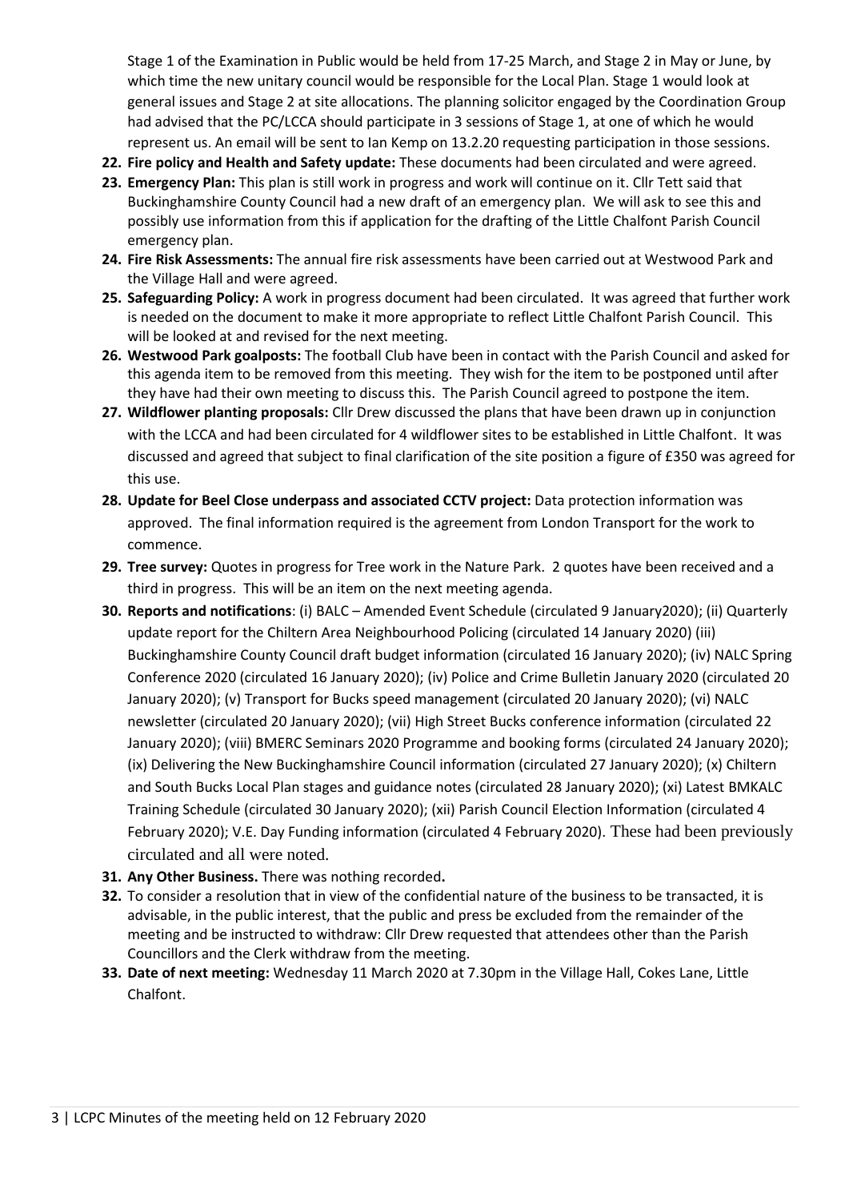Stage 1 of the Examination in Public would be held from 17-25 March, and Stage 2 in May or June, by which time the new unitary council would be responsible for the Local Plan. Stage 1 would look at general issues and Stage 2 at site allocations. The planning solicitor engaged by the Coordination Group had advised that the PC/LCCA should participate in 3 sessions of Stage 1, at one of which he would represent us. An email will be sent to Ian Kemp on 13.2.20 requesting participation in those sessions.

22. **Fire policy and Health and Safety update:** These documents had been circulated and were agreed.
23. **Emergency Plan:** This plan is still work in progress and work will continue on it. Cllr Tett said that Buckinghamshire County Council had a new draft of an emergency plan. We will ask to see this and possibly use information from this if application for the drafting of the Little Chalfont Parish Council emergency plan.
24. **Fire Risk Assessments:** The annual fire risk assessments have been carried out at Westwood Park and the Village Hall and were agreed.
25. **Safeguarding Policy:** A work in progress document had been circulated. It was agreed that further work is needed on the document to make it more appropriate to reflect Little Chalfont Parish Council. This will be looked at and revised for the next meeting.
26. **Westwood Park goalposts:** The football Club have been in contact with the Parish Council and asked for this agenda item to be removed from this meeting. They wish for the item to be postponed until after they have had their own meeting to discuss this. The Parish Council agreed to postpone the item.
27. **Wildflower planting proposals:** Cllr Drew discussed the plans that have been drawn up in conjunction with the LCCA and had been circulated for 4 wildflower sites to be established in Little Chalfont. It was discussed and agreed that subject to final clarification of the site position a figure of £350 was agreed for this use.
28. **Update for Beel Close underpass and associated CCTV project:** Data protection information was approved. The final information required is the agreement from London Transport for the work to commence.
29. **Tree survey:** Quotes in progress for Tree work in the Nature Park. 2 quotes have been received and a third in progress. This will be an item on the next meeting agenda.
30. **Reports and notifications**: (i) BALC – Amended Event Schedule (circulated 9 January2020); (ii) Quarterly update report for the Chiltern Area Neighbourhood Policing (circulated 14 January 2020) (iii) Buckinghamshire County Council draft budget information (circulated 16 January 2020); (iv) NALC Spring Conference 2020 (circulated 16 January 2020); (iv) Police and Crime Bulletin January 2020 (circulated 20 January 2020); (v) Transport for Bucks speed management (circulated 20 January 2020); (vi) NALC newsletter (circulated 20 January 2020); (vii) High Street Bucks conference information (circulated 22 January 2020); (viii) BMERC Seminars 2020 Programme and booking forms (circulated 24 January 2020); (ix) Delivering the New Buckinghamshire Council information (circulated 27 January 2020); (x) Chiltern and South Bucks Local Plan stages and guidance notes (circulated 28 January 2020); (xi) Latest BMKALC Training Schedule (circulated 30 January 2020); (xii) Parish Council Election Information (circulated 4 February 2020); V.E. Day Funding information (circulated 4 February 2020). These had been previously circulated and all were noted.
31. **Any Other Business.** There was nothing recorded**.**
32. To consider a resolution that in view of the confidential nature of the business to be transacted, it is advisable, in the public interest, that the public and press be excluded from the remainder of the meeting and be instructed to withdraw: Cllr Drew requested that attendees other than the Parish Councillors and the Clerk withdraw from the meeting.
33. **Date of next meeting:** Wednesday 11 March 2020 at 7.30pm in the Village Hall, Cokes Lane, Little Chalfont.